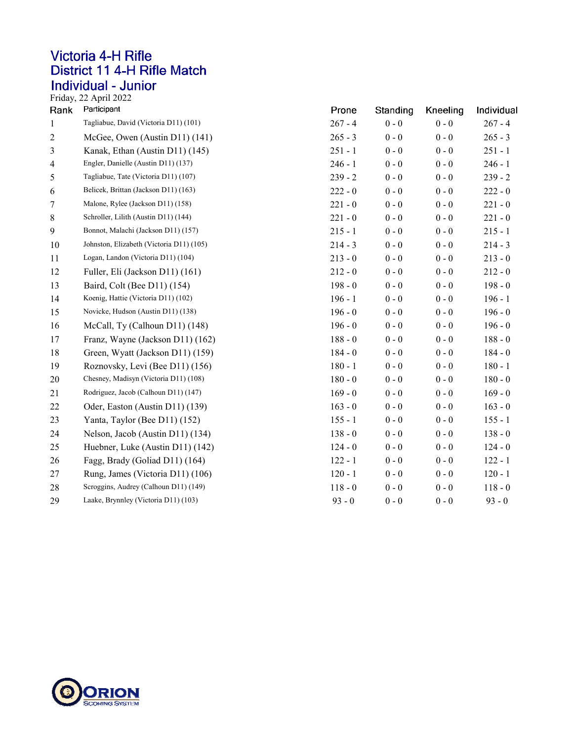# Victoria 4-H Rifle
## District 11 4-H Rifle Match
## Individual - Junior

Friday, 22 April 2022

| Rank | Participant | Prone | Standing | Kneeling | Individual |
|---|---|---|---|---|---|
| 1 | Tagliabue, David (Victoria D11) (101) | 267 - 4 | 0 - 0 | 0 - 0 | 267 - 4 |
| 2 | McGee, Owen (Austin D11) (141) | 265 - 3 | 0 - 0 | 0 - 0 | 265 - 3 |
| 3 | Kanak, Ethan (Austin D11) (145) | 251 - 1 | 0 - 0 | 0 - 0 | 251 - 1 |
| 4 | Engler, Danielle (Austin D11) (137) | 246 - 1 | 0 - 0 | 0 - 0 | 246 - 1 |
| 5 | Tagliabue, Tate (Victoria D11) (107) | 239 - 2 | 0 - 0 | 0 - 0 | 239 - 2 |
| 6 | Belicek, Brittan (Jackson D11) (163) | 222 - 0 | 0 - 0 | 0 - 0 | 222 - 0 |
| 7 | Malone, Rylee (Jackson D11) (158) | 221 - 0 | 0 - 0 | 0 - 0 | 221 - 0 |
| 8 | Schroller, Lilith (Austin D11) (144) | 221 - 0 | 0 - 0 | 0 - 0 | 221 - 0 |
| 9 | Bonnot, Malachi (Jackson D11) (157) | 215 - 1 | 0 - 0 | 0 - 0 | 215 - 1 |
| 10 | Johnston, Elizabeth (Victoria D11) (105) | 214 - 3 | 0 - 0 | 0 - 0 | 214 - 3 |
| 11 | Logan, Landon (Victoria D11) (104) | 213 - 0 | 0 - 0 | 0 - 0 | 213 - 0 |
| 12 | Fuller, Eli (Jackson D11) (161) | 212 - 0 | 0 - 0 | 0 - 0 | 212 - 0 |
| 13 | Baird, Colt (Bee D11) (154) | 198 - 0 | 0 - 0 | 0 - 0 | 198 - 0 |
| 14 | Koenig, Hattie (Victoria D11) (102) | 196 - 1 | 0 - 0 | 0 - 0 | 196 - 1 |
| 15 | Novicke, Hudson (Austin D11) (138) | 196 - 0 | 0 - 0 | 0 - 0 | 196 - 0 |
| 16 | McCall, Ty (Calhoun D11) (148) | 196 - 0 | 0 - 0 | 0 - 0 | 196 - 0 |
| 17 | Franz, Wayne (Jackson D11) (162) | 188 - 0 | 0 - 0 | 0 - 0 | 188 - 0 |
| 18 | Green, Wyatt (Jackson D11) (159) | 184 - 0 | 0 - 0 | 0 - 0 | 184 - 0 |
| 19 | Roznovsky, Levi (Bee D11) (156) | 180 - 1 | 0 - 0 | 0 - 0 | 180 - 1 |
| 20 | Chesney, Madisyn (Victoria D11) (108) | 180 - 0 | 0 - 0 | 0 - 0 | 180 - 0 |
| 21 | Rodriguez, Jacob (Calhoun D11) (147) | 169 - 0 | 0 - 0 | 0 - 0 | 169 - 0 |
| 22 | Oder, Easton (Austin D11) (139) | 163 - 0 | 0 - 0 | 0 - 0 | 163 - 0 |
| 23 | Yanta, Taylor (Bee D11) (152) | 155 - 1 | 0 - 0 | 0 - 0 | 155 - 1 |
| 24 | Nelson, Jacob (Austin D11) (134) | 138 - 0 | 0 - 0 | 0 - 0 | 138 - 0 |
| 25 | Huebner, Luke (Austin D11) (142) | 124 - 0 | 0 - 0 | 0 - 0 | 124 - 0 |
| 26 | Fagg, Brady (Goliad D11) (164) | 122 - 1 | 0 - 0 | 0 - 0 | 122 - 1 |
| 27 | Rung, James (Victoria D11) (106) | 120 - 1 | 0 - 0 | 0 - 0 | 120 - 1 |
| 28 | Scroggins, Audrey (Calhoun D11) (149) | 118 - 0 | 0 - 0 | 0 - 0 | 118 - 0 |
| 29 | Laake, Brynnley (Victoria D11) (103) | 93 - 0 | 0 - 0 | 0 - 0 | 93 - 0 |

ORION Scoring System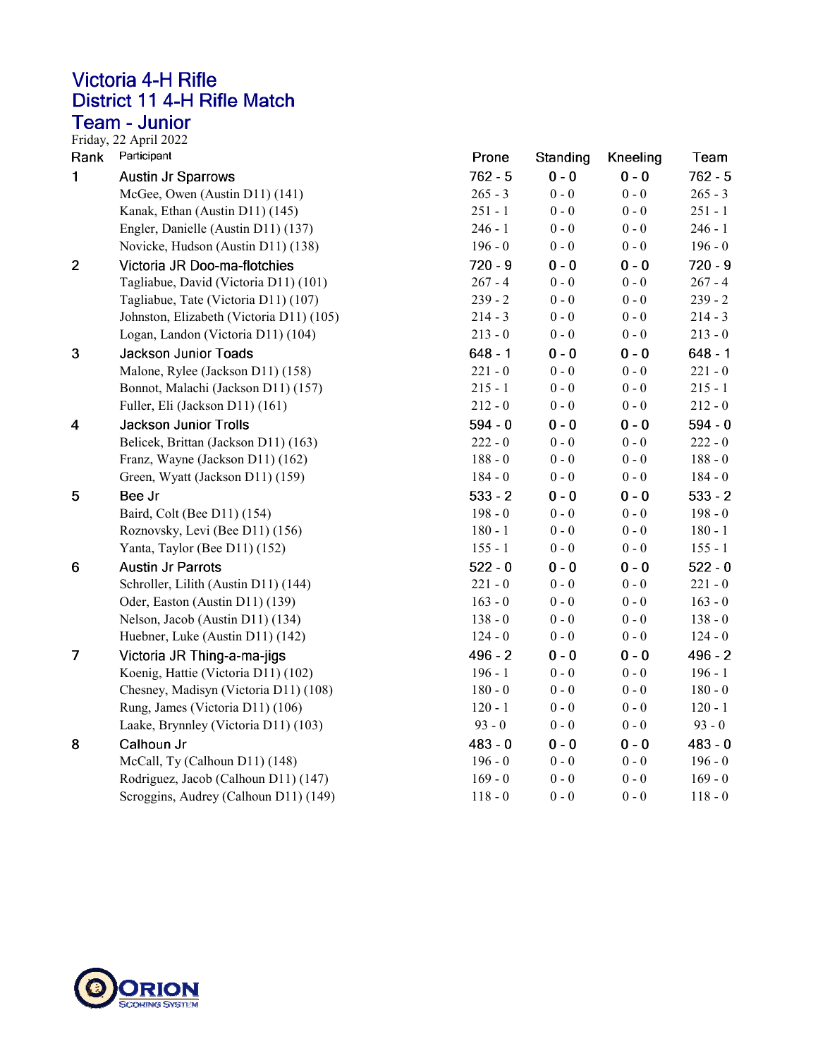# Victoria 4-H Rifle
## District 11 4-H Rifle Match
## Team - Junior

Friday, 22 April 2022

| Rank | Participant | Prone | Standing | Kneeling | Team |
|---|---|---|---|---|---|
| 1 | Austin Jr Sparrows | 762 - 5 | 0 - 0 | 0 - 0 | 762 - 5 |
| | McGee, Owen (Austin D11) (141) | 265 - 3 | 0 - 0 | 0 - 0 | 265 - 3 |
| | Kanak, Ethan (Austin D11) (145) | 251 - 1 | 0 - 0 | 0 - 0 | 251 - 1 |
| | Engler, Danielle (Austin D11) (137) | 246 - 1 | 0 - 0 | 0 - 0 | 246 - 1 |
| | Novicke, Hudson (Austin D11) (138) | 196 - 0 | 0 - 0 | 0 - 0 | 196 - 0 |
| 2 | Victoria JR Doo-ma-flotchies | 720 - 9 | 0 - 0 | 0 - 0 | 720 - 9 |
| | Tagliabue, David (Victoria D11) (101) | 267 - 4 | 0 - 0 | 0 - 0 | 267 - 4 |
| | Tagliabue, Tate (Victoria D11) (107) | 239 - 2 | 0 - 0 | 0 - 0 | 239 - 2 |
| | Johnston, Elizabeth (Victoria D11) (105) | 214 - 3 | 0 - 0 | 0 - 0 | 214 - 3 |
| | Logan, Landon (Victoria D11) (104) | 213 - 0 | 0 - 0 | 0 - 0 | 213 - 0 |
| 3 | Jackson Junior Toads | 648 - 1 | 0 - 0 | 0 - 0 | 648 - 1 |
| | Malone, Rylee (Jackson D11) (158) | 221 - 0 | 0 - 0 | 0 - 0 | 221 - 0 |
| | Bonnot, Malachi (Jackson D11) (157) | 215 - 1 | 0 - 0 | 0 - 0 | 215 - 1 |
| | Fuller, Eli (Jackson D11) (161) | 212 - 0 | 0 - 0 | 0 - 0 | 212 - 0 |
| 4 | Jackson Junior Trolls | 594 - 0 | 0 - 0 | 0 - 0 | 594 - 0 |
| | Belicek, Brittan (Jackson D11) (163) | 222 - 0 | 0 - 0 | 0 - 0 | 222 - 0 |
| | Franz, Wayne (Jackson D11) (162) | 188 - 0 | 0 - 0 | 0 - 0 | 188 - 0 |
| | Green, Wyatt (Jackson D11) (159) | 184 - 0 | 0 - 0 | 0 - 0 | 184 - 0 |
| 5 | Bee Jr | 533 - 2 | 0 - 0 | 0 - 0 | 533 - 2 |
| | Baird, Colt (Bee D11) (154) | 198 - 0 | 0 - 0 | 0 - 0 | 198 - 0 |
| | Roznovsky, Levi (Bee D11) (156) | 180 - 1 | 0 - 0 | 0 - 0 | 180 - 1 |
| | Yanta, Taylor (Bee D11) (152) | 155 - 1 | 0 - 0 | 0 - 0 | 155 - 1 |
| 6 | Austin Jr Parrots | 522 - 0 | 0 - 0 | 0 - 0 | 522 - 0 |
| | Schroller, Lilith (Austin D11) (144) | 221 - 0 | 0 - 0 | 0 - 0 | 221 - 0 |
| | Oder, Easton (Austin D11) (139) | 163 - 0 | 0 - 0 | 0 - 0 | 163 - 0 |
| | Nelson, Jacob (Austin D11) (134) | 138 - 0 | 0 - 0 | 0 - 0 | 138 - 0 |
| | Huebner, Luke (Austin D11) (142) | 124 - 0 | 0 - 0 | 0 - 0 | 124 - 0 |
| 7 | Victoria JR Thing-a-ma-jigs | 496 - 2 | 0 - 0 | 0 - 0 | 496 - 2 |
| | Koenig, Hattie (Victoria D11) (102) | 196 - 1 | 0 - 0 | 0 - 0 | 196 - 1 |
| | Chesney, Madisyn (Victoria D11) (108) | 180 - 0 | 0 - 0 | 0 - 0 | 180 - 0 |
| | Rung, James (Victoria D11) (106) | 120 - 1 | 0 - 0 | 0 - 0 | 120 - 1 |
| | Laake, Brynnley (Victoria D11) (103) | 93 - 0 | 0 - 0 | 0 - 0 | 93 - 0 |
| 8 | Calhoun Jr | 483 - 0 | 0 - 0 | 0 - 0 | 483 - 0 |
| | McCall, Ty (Calhoun D11) (148) | 196 - 0 | 0 - 0 | 0 - 0 | 196 - 0 |
| | Rodriguez, Jacob (Calhoun D11) (147) | 169 - 0 | 0 - 0 | 0 - 0 | 169 - 0 |
| | Scroggins, Audrey (Calhoun D11) (149) | 118 - 0 | 0 - 0 | 0 - 0 | 118 - 0 |

ORION Scoring System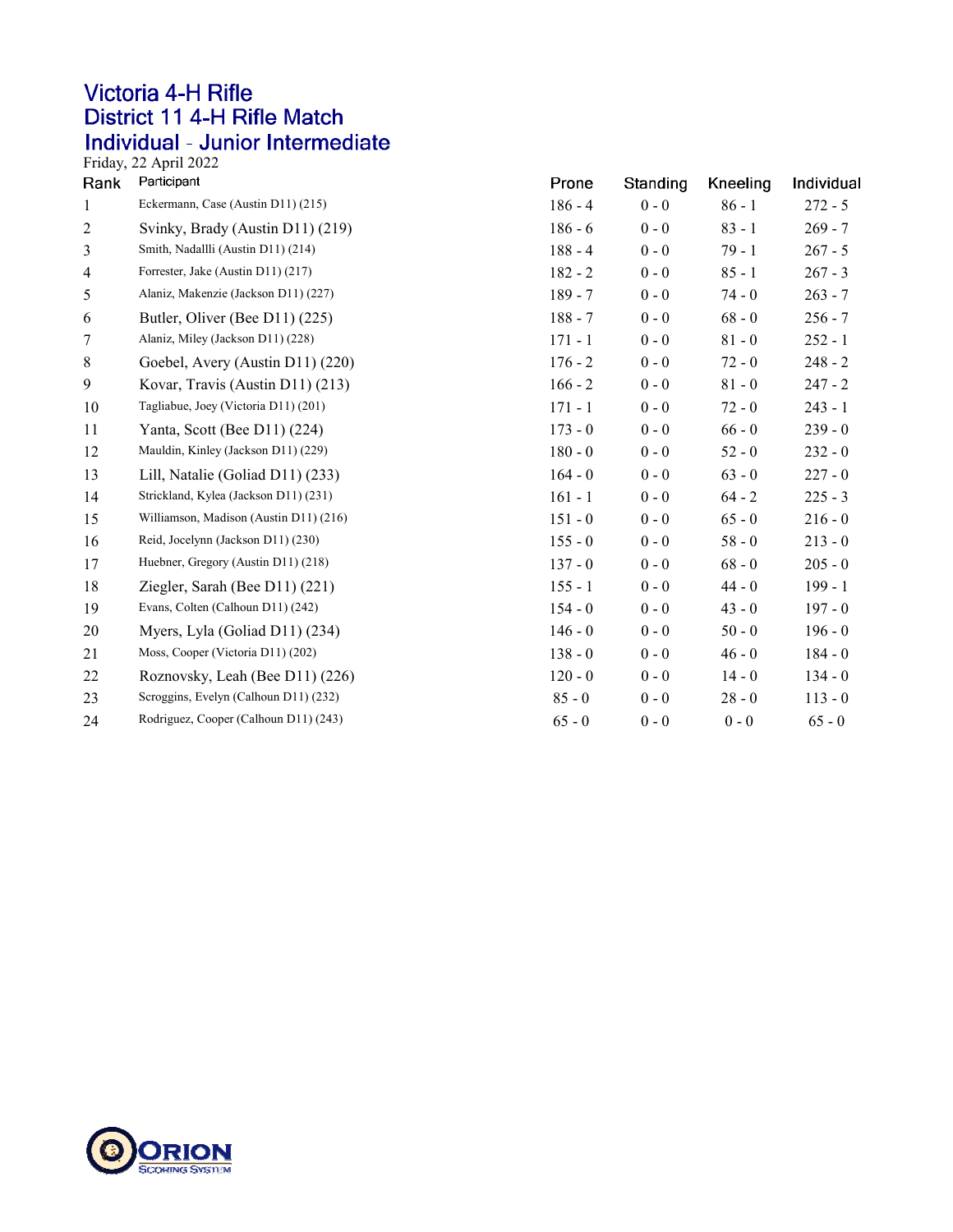# Victoria 4-H Rifle
## District 11 4-H Rifle Match
## Individual - Junior Intermediate

Friday, 22 April 2022

| Rank | Participant | Prone | Standing | Kneeling | Individual |
|---|---|---|---|---|---|
| 1 | Eckermann, Case (Austin D11) (215) | 186 - 4 | 0 - 0 | 86 - 1 | 272 - 5 |
| 2 | Svinky, Brady (Austin D11) (219) | 186 - 6 | 0 - 0 | 83 - 1 | 269 - 7 |
| 3 | Smith, Nadallli (Austin D11) (214) | 188 - 4 | 0 - 0 | 79 - 1 | 267 - 5 |
| 4 | Forrester, Jake (Austin D11) (217) | 182 - 2 | 0 - 0 | 85 - 1 | 267 - 3 |
| 5 | Alaniz, Makenzie (Jackson D11) (227) | 189 - 7 | 0 - 0 | 74 - 0 | 263 - 7 |
| 6 | Butler, Oliver (Bee D11) (225) | 188 - 7 | 0 - 0 | 68 - 0 | 256 - 7 |
| 7 | Alaniz, Miley (Jackson D11) (228) | 171 - 1 | 0 - 0 | 81 - 0 | 252 - 1 |
| 8 | Goebel, Avery (Austin D11) (220) | 176 - 2 | 0 - 0 | 72 - 0 | 248 - 2 |
| 9 | Kovar, Travis (Austin D11) (213) | 166 - 2 | 0 - 0 | 81 - 0 | 247 - 2 |
| 10 | Tagliabue, Joey (Victoria D11) (201) | 171 - 1 | 0 - 0 | 72 - 0 | 243 - 1 |
| 11 | Yanta, Scott (Bee D11) (224) | 173 - 0 | 0 - 0 | 66 - 0 | 239 - 0 |
| 12 | Mauldin, Kinley (Jackson D11) (229) | 180 - 0 | 0 - 0 | 52 - 0 | 232 - 0 |
| 13 | Lill, Natalie (Goliad D11) (233) | 164 - 0 | 0 - 0 | 63 - 0 | 227 - 0 |
| 14 | Strickland, Kylea (Jackson D11) (231) | 161 - 1 | 0 - 0 | 64 - 2 | 225 - 3 |
| 15 | Williamson, Madison (Austin D11) (216) | 151 - 0 | 0 - 0 | 65 - 0 | 216 - 0 |
| 16 | Reid, Jocelynn (Jackson D11) (230) | 155 - 0 | 0 - 0 | 58 - 0 | 213 - 0 |
| 17 | Huebner, Gregory (Austin D11) (218) | 137 - 0 | 0 - 0 | 68 - 0 | 205 - 0 |
| 18 | Ziegler, Sarah (Bee D11) (221) | 155 - 1 | 0 - 0 | 44 - 0 | 199 - 1 |
| 19 | Evans, Colten (Calhoun D11) (242) | 154 - 0 | 0 - 0 | 43 - 0 | 197 - 0 |
| 20 | Myers, Lyla (Goliad D11) (234) | 146 - 0 | 0 - 0 | 50 - 0 | 196 - 0 |
| 21 | Moss, Cooper (Victoria D11) (202) | 138 - 0 | 0 - 0 | 46 - 0 | 184 - 0 |
| 22 | Roznovsky, Leah (Bee D11) (226) | 120 - 0 | 0 - 0 | 14 - 0 | 134 - 0 |
| 23 | Scroggins, Evelyn (Calhoun D11) (232) | 85 - 0 | 0 - 0 | 28 - 0 | 113 - 0 |
| 24 | Rodriguez, Cooper (Calhoun D11) (243) | 65 - 0 | 0 - 0 | 0 - 0 | 65 - 0 |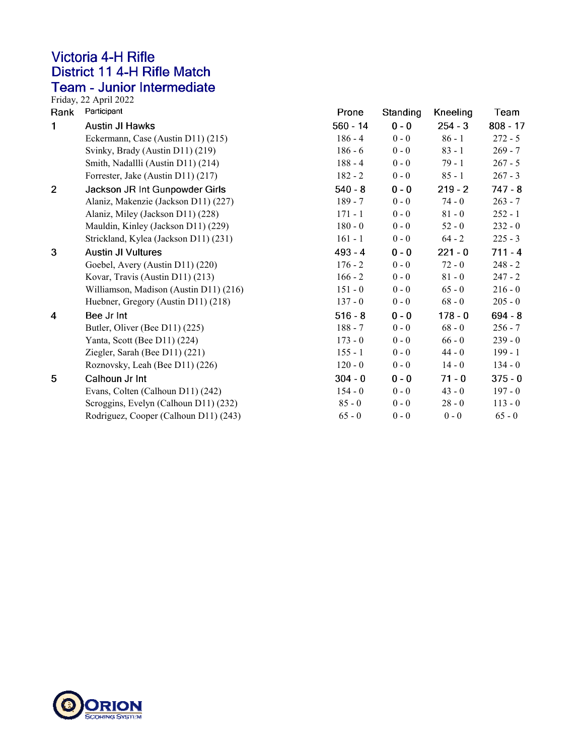# Victoria 4-H Rifle
## District 11 4-H Rifle Match
## Team - Junior Intermediate

Friday, 22 April 2022

| Rank | Participant | Prone | Standing | Kneeling | Team |
|---|---|---|---|---|---|
| 1 | **Austin JI Hawks** | **560 - 14** | **0 - 0** | **254 - 3** | **808 - 17** |
| | Eckermann, Case (Austin D11) (215) | 186 - 4 | 0 - 0 | 86 - 1 | 272 - 5 |
| | Svinky, Brady (Austin D11) (219) | 186 - 6 | 0 - 0 | 83 - 1 | 269 - 7 |
| | Smith, Nadallli (Austin D11) (214) | 188 - 4 | 0 - 0 | 79 - 1 | 267 - 5 |
| | Forrester, Jake (Austin D11) (217) | 182 - 2 | 0 - 0 | 85 - 1 | 267 - 3 |
| 2 | **Jackson JR Int Gunpowder Girls** | **540 - 8** | **0 - 0** | **219 - 2** | **747 - 8** |
| | Alaniz, Makenzie (Jackson D11) (227) | 189 - 7 | 0 - 0 | 74 - 0 | 263 - 7 |
| | Alaniz, Miley (Jackson D11) (228) | 171 - 1 | 0 - 0 | 81 - 0 | 252 - 1 |
| | Mauldin, Kinley (Jackson D11) (229) | 180 - 0 | 0 - 0 | 52 - 0 | 232 - 0 |
| | Strickland, Kylea (Jackson D11) (231) | 161 - 1 | 0 - 0 | 64 - 2 | 225 - 3 |
| 3 | **Austin JI Vultures** | **493 - 4** | **0 - 0** | **221 - 0** | **711 - 4** |
| | Goebel, Avery (Austin D11) (220) | 176 - 2 | 0 - 0 | 72 - 0 | 248 - 2 |
| | Kovar, Travis (Austin D11) (213) | 166 - 2 | 0 - 0 | 81 - 0 | 247 - 2 |
| | Williamson, Madison (Austin D11) (216) | 151 - 0 | 0 - 0 | 65 - 0 | 216 - 0 |
| | Huebner, Gregory (Austin D11) (218) | 137 - 0 | 0 - 0 | 68 - 0 | 205 - 0 |
| 4 | **Bee Jr Int** | **516 - 8** | **0 - 0** | **178 - 0** | **694 - 8** |
| | Butler, Oliver (Bee D11) (225) | 188 - 7 | 0 - 0 | 68 - 0 | 256 - 7 |
| | Yanta, Scott (Bee D11) (224) | 173 - 0 | 0 - 0 | 66 - 0 | 239 - 0 |
| | Ziegler, Sarah (Bee D11) (221) | 155 - 1 | 0 - 0 | 44 - 0 | 199 - 1 |
| | Roznovsky, Leah (Bee D11) (226) | 120 - 0 | 0 - 0 | 14 - 0 | 134 - 0 |
| 5 | **Calhoun Jr Int** | **304 - 0** | **0 - 0** | **71 - 0** | **375 - 0** |
| | Evans, Colten (Calhoun D11) (242) | 154 - 0 | 0 - 0 | 43 - 0 | 197 - 0 |
| | Scroggins, Evelyn (Calhoun D11) (232) | 85 - 0 | 0 - 0 | 28 - 0 | 113 - 0 |
| | Rodriguez, Cooper (Calhoun D11) (243) | 65 - 0 | 0 - 0 | 0 - 0 | 65 - 0 |

ORION Scoring System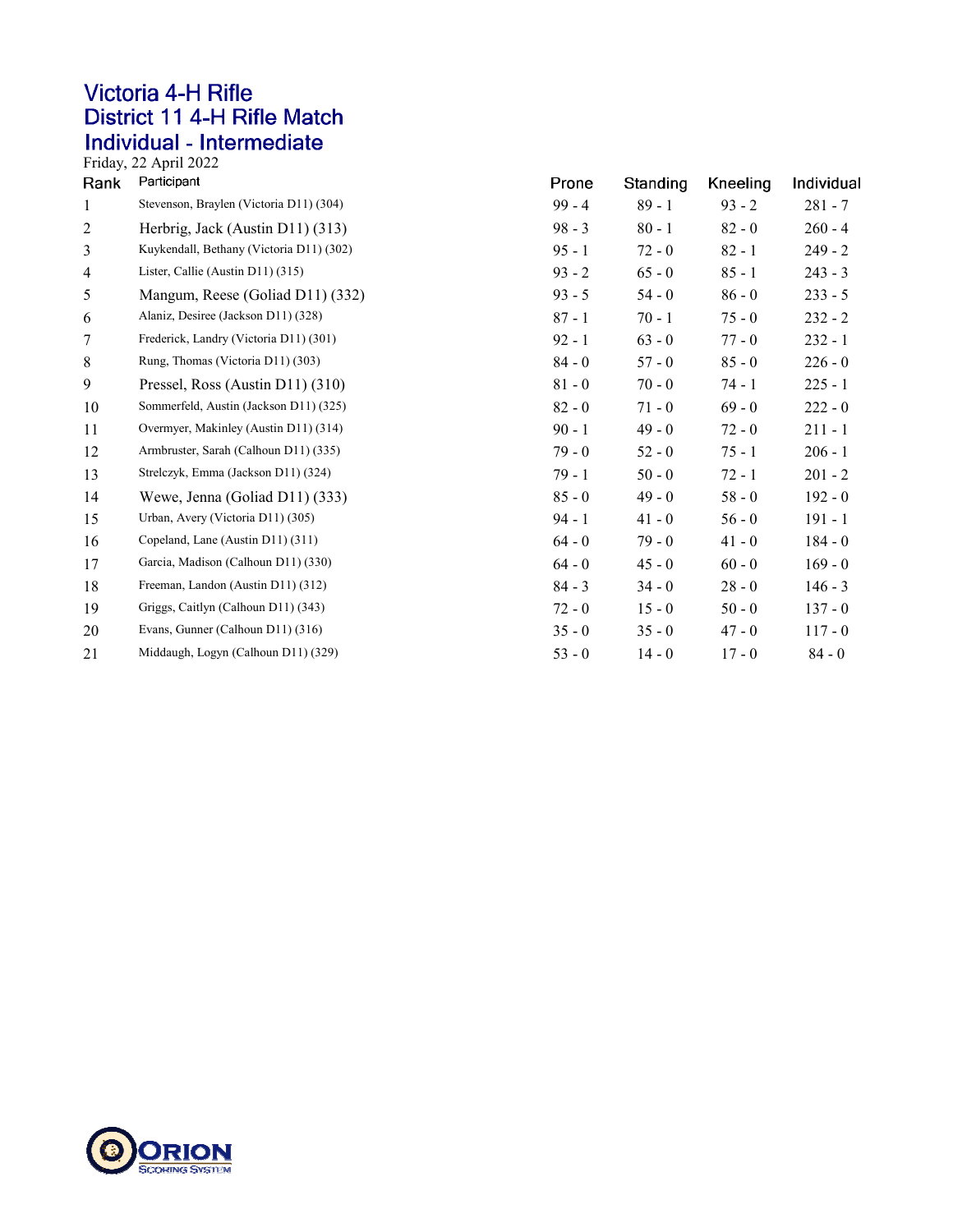# Victoria 4-H Rifle
## District 11 4-H Rifle Match
## Individual - Intermediate

Friday, 22 April 2022

| Rank | Participant | Prone | Standing | Kneeling | Individual |
|---|---|---|---|---|---|
| 1 | Stevenson, Braylen (Victoria D11) (304) | 99 - 4 | 89 - 1 | 93 - 2 | 281 - 7 |
| 2 | Herbrig, Jack (Austin D11) (313) | 98 - 3 | 80 - 1 | 82 - 0 | 260 - 4 |
| 3 | Kuykendall, Bethany (Victoria D11) (302) | 95 - 1 | 72 - 0 | 82 - 1 | 249 - 2 |
| 4 | Lister, Callie (Austin D11) (315) | 93 - 2 | 65 - 0 | 85 - 1 | 243 - 3 |
| 5 | Mangum, Reese (Goliad D11) (332) | 93 - 5 | 54 - 0 | 86 - 0 | 233 - 5 |
| 6 | Alaniz, Desiree (Jackson D11) (328) | 87 - 1 | 70 - 1 | 75 - 0 | 232 - 2 |
| 7 | Frederick, Landry (Victoria D11) (301) | 92 - 1 | 63 - 0 | 77 - 0 | 232 - 1 |
| 8 | Rung, Thomas (Victoria D11) (303) | 84 - 0 | 57 - 0 | 85 - 0 | 226 - 0 |
| 9 | Pressel, Ross (Austin D11) (310) | 81 - 0 | 70 - 0 | 74 - 1 | 225 - 1 |
| 10 | Sommerfeld, Austin (Jackson D11) (325) | 82 - 0 | 71 - 0 | 69 - 0 | 222 - 0 |
| 11 | Overmyer, Makinley (Austin D11) (314) | 90 - 1 | 49 - 0 | 72 - 0 | 211 - 1 |
| 12 | Armbruster, Sarah (Calhoun D11) (335) | 79 - 0 | 52 - 0 | 75 - 1 | 206 - 1 |
| 13 | Strelczyk, Emma (Jackson D11) (324) | 79 - 1 | 50 - 0 | 72 - 1 | 201 - 2 |
| 14 | Wewe, Jenna (Goliad D11) (333) | 85 - 0 | 49 - 0 | 58 - 0 | 192 - 0 |
| 15 | Urban, Avery (Victoria D11) (305) | 94 - 1 | 41 - 0 | 56 - 0 | 191 - 1 |
| 16 | Copeland, Lane (Austin D11) (311) | 64 - 0 | 79 - 0 | 41 - 0 | 184 - 0 |
| 17 | Garcia, Madison (Calhoun D11) (330) | 64 - 0 | 45 - 0 | 60 - 0 | 169 - 0 |
| 18 | Freeman, Landon (Austin D11) (312) | 84 - 3 | 34 - 0 | 28 - 0 | 146 - 3 |
| 19 | Griggs, Caitlyn (Calhoun D11) (343) | 72 - 0 | 15 - 0 | 50 - 0 | 137 - 0 |
| 20 | Evans, Gunner (Calhoun D11) (316) | 35 - 0 | 35 - 0 | 47 - 0 | 117 - 0 |
| 21 | Middaugh, Logyn (Calhoun D11) (329) | 53 - 0 | 14 - 0 | 17 - 0 | 84 - 0 |

ORION Scoring System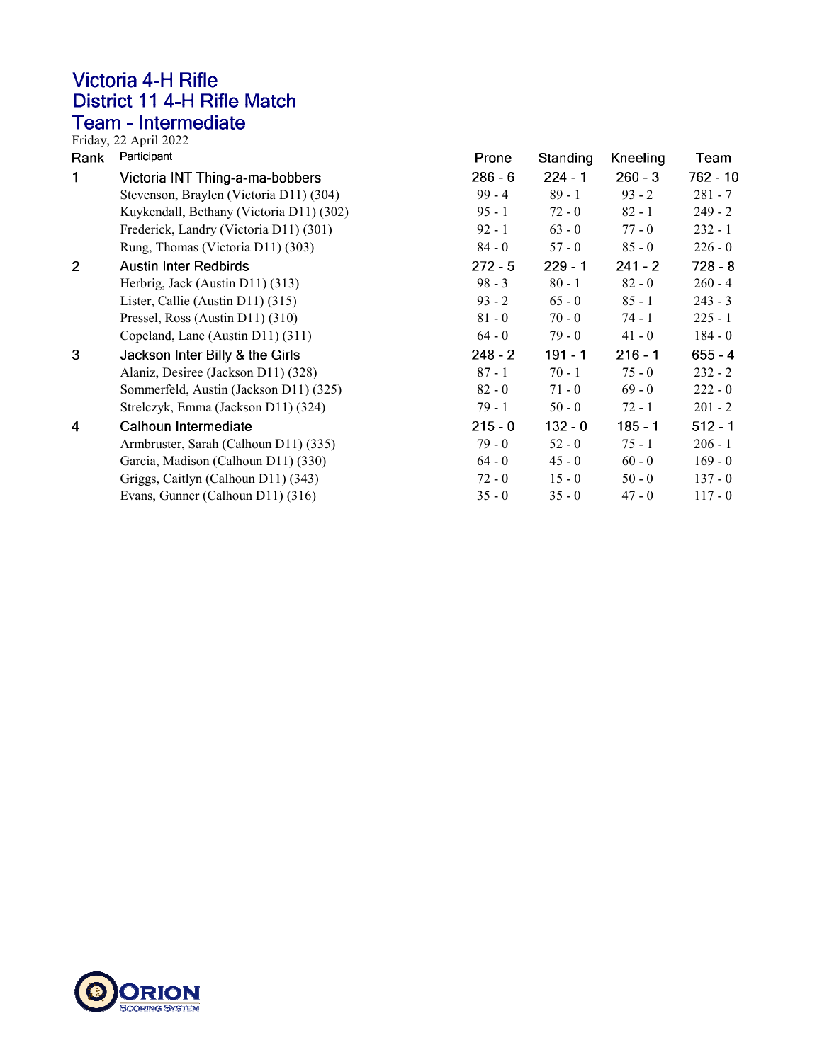# Victoria 4-H Rifle
## District 11 4-H Rifle Match
## Team - Intermediate

Friday, 22 April 2022

| Rank | Participant | Prone | Standing | Kneeling | Team |
|---|---|---|---|---|---|
| 1 | Victoria INT Thing-a-ma-bobbers | 286 - 6 | 224 - 1 | 260 - 3 | 762 - 10 |
| | Stevenson, Braylen (Victoria D11) (304) | 99 - 4 | 89 - 1 | 93 - 2 | 281 - 7 |
| | Kuykendall, Bethany (Victoria D11) (302) | 95 - 1 | 72 - 0 | 82 - 1 | 249 - 2 |
| | Frederick, Landry (Victoria D11) (301) | 92 - 1 | 63 - 0 | 77 - 0 | 232 - 1 |
| | Rung, Thomas (Victoria D11) (303) | 84 - 0 | 57 - 0 | 85 - 0 | 226 - 0 |
| 2 | Austin Inter Redbirds | 272 - 5 | 229 - 1 | 241 - 2 | 728 - 8 |
| | Herbrig, Jack (Austin D11) (313) | 98 - 3 | 80 - 1 | 82 - 0 | 260 - 4 |
| | Lister, Callie (Austin D11) (315) | 93 - 2 | 65 - 0 | 85 - 1 | 243 - 3 |
| | Pressel, Ross (Austin D11) (310) | 81 - 0 | 70 - 0 | 74 - 1 | 225 - 1 |
| | Copeland, Lane (Austin D11) (311) | 64 - 0 | 79 - 0 | 41 - 0 | 184 - 0 |
| 3 | Jackson Inter Billy & the Girls | 248 - 2 | 191 - 1 | 216 - 1 | 655 - 4 |
| | Alaniz, Desiree (Jackson D11) (328) | 87 - 1 | 70 - 1 | 75 - 0 | 232 - 2 |
| | Sommerfeld, Austin (Jackson D11) (325) | 82 - 0 | 71 - 0 | 69 - 0 | 222 - 0 |
| | Strelczyk, Emma (Jackson D11) (324) | 79 - 1 | 50 - 0 | 72 - 1 | 201 - 2 |
| 4 | Calhoun Intermediate | 215 - 0 | 132 - 0 | 185 - 1 | 512 - 1 |
| | Armbruster, Sarah (Calhoun D11) (335) | 79 - 0 | 52 - 0 | 75 - 1 | 206 - 1 |
| | Garcia, Madison (Calhoun D11) (330) | 64 - 0 | 45 - 0 | 60 - 0 | 169 - 0 |
| | Griggs, Caitlyn (Calhoun D11) (343) | 72 - 0 | 15 - 0 | 50 - 0 | 137 - 0 |
| | Evans, Gunner (Calhoun D11) (316) | 35 - 0 | 35 - 0 | 47 - 0 | 117 - 0 |

ORION Scoring System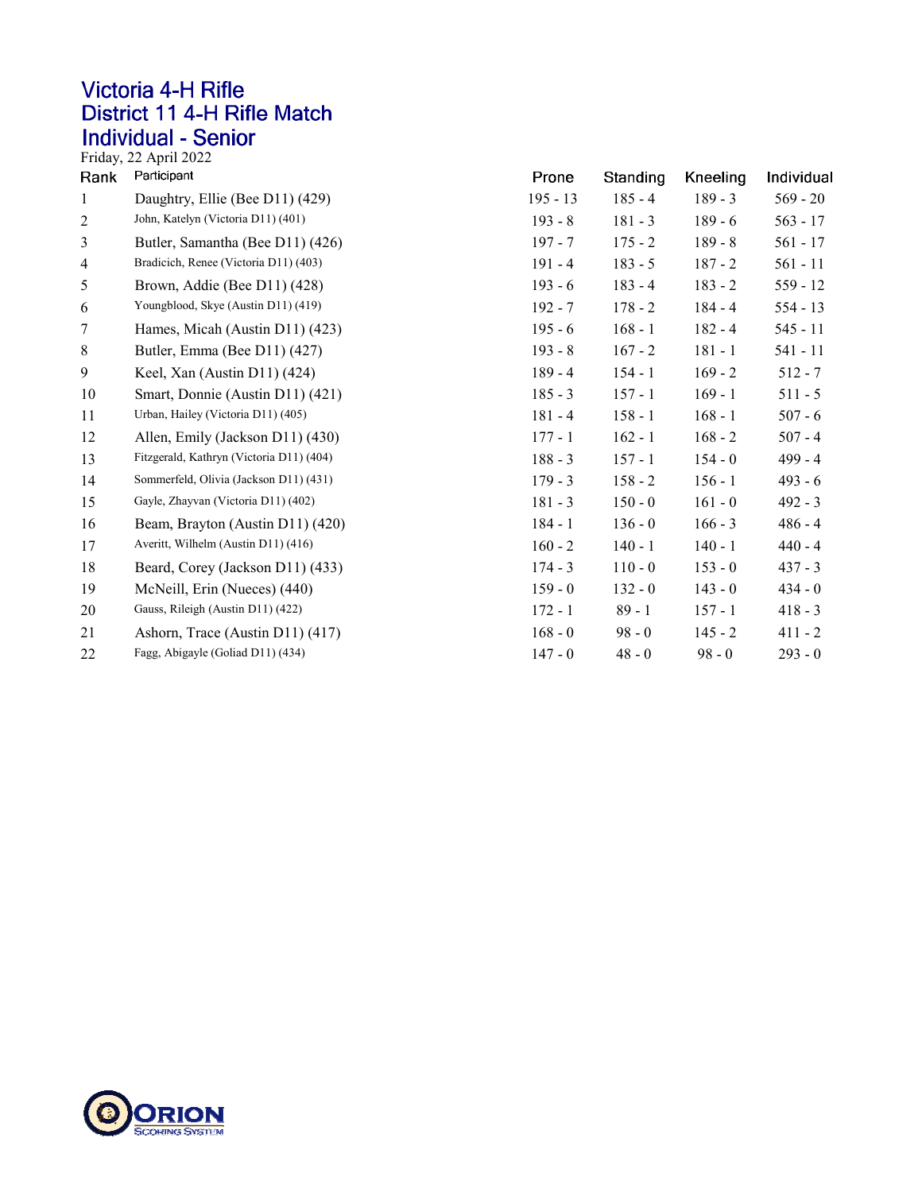# Victoria 4-H Rifle
## District 11 4-H Rifle Match
## Individual - Senior

Friday, 22 April 2022

| Rank | Participant | Prone | Standing | Kneeling | Individual |
|---|---|---|---|---|---|
| 1 | Daughtry, Ellie (Bee D11) (429) | 195 - 13 | 185 - 4 | 189 - 3 | 569 - 20 |
| 2 | John, Katelyn (Victoria D11) (401) | 193 - 8 | 181 - 3 | 189 - 6 | 563 - 17 |
| 3 | Butler, Samantha (Bee D11) (426) | 197 - 7 | 175 - 2 | 189 - 8 | 561 - 17 |
| 4 | Bradicich, Renee (Victoria D11) (403) | 191 - 4 | 183 - 5 | 187 - 2 | 561 - 11 |
| 5 | Brown, Addie (Bee D11) (428) | 193 - 6 | 183 - 4 | 183 - 2 | 559 - 12 |
| 6 | Youngblood, Skye (Austin D11) (419) | 192 - 7 | 178 - 2 | 184 - 4 | 554 - 13 |
| 7 | Hames, Micah (Austin D11) (423) | 195 - 6 | 168 - 1 | 182 - 4 | 545 - 11 |
| 8 | Butler, Emma (Bee D11) (427) | 193 - 8 | 167 - 2 | 181 - 1 | 541 - 11 |
| 9 | Keel, Xan (Austin D11) (424) | 189 - 4 | 154 - 1 | 169 - 2 | 512 - 7 |
| 10 | Smart, Donnie (Austin D11) (421) | 185 - 3 | 157 - 1 | 169 - 1 | 511 - 5 |
| 11 | Urban, Hailey (Victoria D11) (405) | 181 - 4 | 158 - 1 | 168 - 1 | 507 - 6 |
| 12 | Allen, Emily (Jackson D11) (430) | 177 - 1 | 162 - 1 | 168 - 2 | 507 - 4 |
| 13 | Fitzgerald, Kathryn (Victoria D11) (404) | 188 - 3 | 157 - 1 | 154 - 0 | 499 - 4 |
| 14 | Sommerfeld, Olivia (Jackson D11) (431) | 179 - 3 | 158 - 2 | 156 - 1 | 493 - 6 |
| 15 | Gayle, Zhayvan (Victoria D11) (402) | 181 - 3 | 150 - 0 | 161 - 0 | 492 - 3 |
| 16 | Beam, Brayton (Austin D11) (420) | 184 - 1 | 136 - 0 | 166 - 3 | 486 - 4 |
| 17 | Averitt, Wilhelm (Austin D11) (416) | 160 - 2 | 140 - 1 | 140 - 1 | 440 - 4 |
| 18 | Beard, Corey (Jackson D11) (433) | 174 - 3 | 110 - 0 | 153 - 0 | 437 - 3 |
| 19 | McNeill, Erin (Nueces) (440) | 159 - 0 | 132 - 0 | 143 - 0 | 434 - 0 |
| 20 | Gauss, Rileigh (Austin D11) (422) | 172 - 1 | 89 - 1 | 157 - 1 | 418 - 3 |
| 21 | Ashorn, Trace (Austin D11) (417) | 168 - 0 | 98 - 0 | 145 - 2 | 411 - 2 |
| 22 | Fagg, Abigayle (Goliad D11) (434) | 147 - 0 | 48 - 0 | 98 - 0 | 293 - 0 |

ORION Scoring System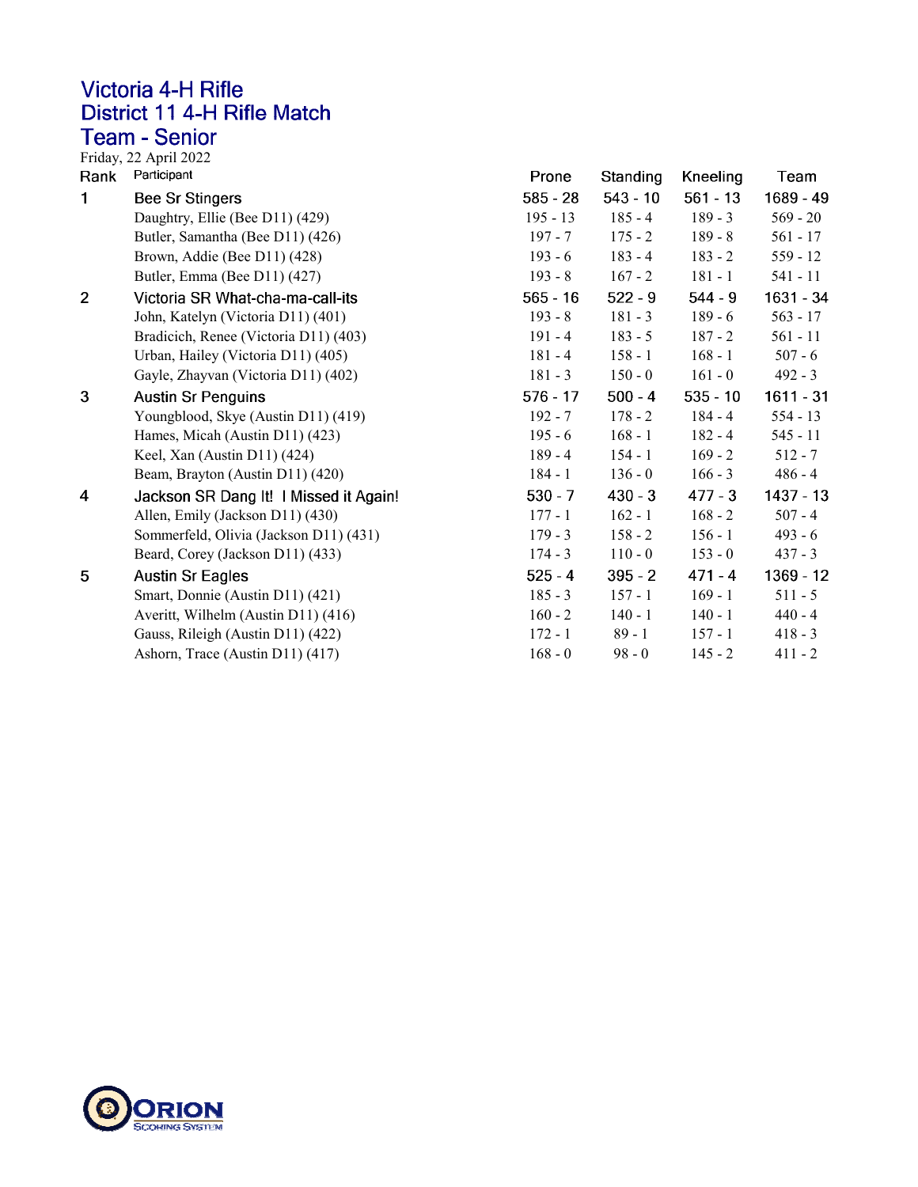# Victoria 4-H Rifle

## District 11 4-H Rifle Match

## Team - Senior

Friday, 22 April 2022

| Rank | Participant | Prone | Standing | Kneeling | Team |
|---|---|---|---|---|---|
| 1 | Bee Sr Stingers | 585 - 28 | 543 - 10 | 561 - 13 | 1689 - 49 |
| | Daughtry, Ellie (Bee D11) (429) | 195 - 13 | 185 - 4 | 189 - 3 | 569 - 20 |
| | Butler, Samantha (Bee D11) (426) | 197 - 7 | 175 - 2 | 189 - 8 | 561 - 17 |
| | Brown, Addie (Bee D11) (428) | 193 - 6 | 183 - 4 | 183 - 2 | 559 - 12 |
| | Butler, Emma (Bee D11) (427) | 193 - 8 | 167 - 2 | 181 - 1 | 541 - 11 |
| 2 | Victoria SR What-cha-ma-call-its | 565 - 16 | 522 - 9 | 544 - 9 | 1631 - 34 |
| | John, Katelyn (Victoria D11) (401) | 193 - 8 | 181 - 3 | 189 - 6 | 563 - 17 |
| | Bradicich, Renee (Victoria D11) (403) | 191 - 4 | 183 - 5 | 187 - 2 | 561 - 11 |
| | Urban, Hailey (Victoria D11) (405) | 181 - 4 | 158 - 1 | 168 - 1 | 507 - 6 |
| | Gayle, Zhayvan (Victoria D11) (402) | 181 - 3 | 150 - 0 | 161 - 0 | 492 - 3 |
| 3 | Austin Sr Penguins | 576 - 17 | 500 - 4 | 535 - 10 | 1611 - 31 |
| | Youngblood, Skye (Austin D11) (419) | 192 - 7 | 178 - 2 | 184 - 4 | 554 - 13 |
| | Hames, Micah (Austin D11) (423) | 195 - 6 | 168 - 1 | 182 - 4 | 545 - 11 |
| | Keel, Xan (Austin D11) (424) | 189 - 4 | 154 - 1 | 169 - 2 | 512 - 7 |
| | Beam, Brayton (Austin D11) (420) | 184 - 1 | 136 - 0 | 166 - 3 | 486 - 4 |
| 4 | Jackson SR Dang It! I Missed it Again! | 530 - 7 | 430 - 3 | 477 - 3 | 1437 - 13 |
| | Allen, Emily (Jackson D11) (430) | 177 - 1 | 162 - 1 | 168 - 2 | 507 - 4 |
| | Sommerfeld, Olivia (Jackson D11) (431) | 179 - 3 | 158 - 2 | 156 - 1 | 493 - 6 |
| | Beard, Corey (Jackson D11) (433) | 174 - 3 | 110 - 0 | 153 - 0 | 437 - 3 |
| 5 | Austin Sr Eagles | 525 - 4 | 395 - 2 | 471 - 4 | 1369 - 12 |
| | Smart, Donnie (Austin D11) (421) | 185 - 3 | 157 - 1 | 169 - 1 | 511 - 5 |
| | Averitt, Wilhelm (Austin D11) (416) | 160 - 2 | 140 - 1 | 140 - 1 | 440 - 4 |
| | Gauss, Rileigh (Austin D11) (422) | 172 - 1 | 89 - 1 | 157 - 1 | 418 - 3 |
| | Ashorn, Trace (Austin D11) (417) | 168 - 0 | 98 - 0 | 145 - 2 | 411 - 2 |

ORION Scoring System